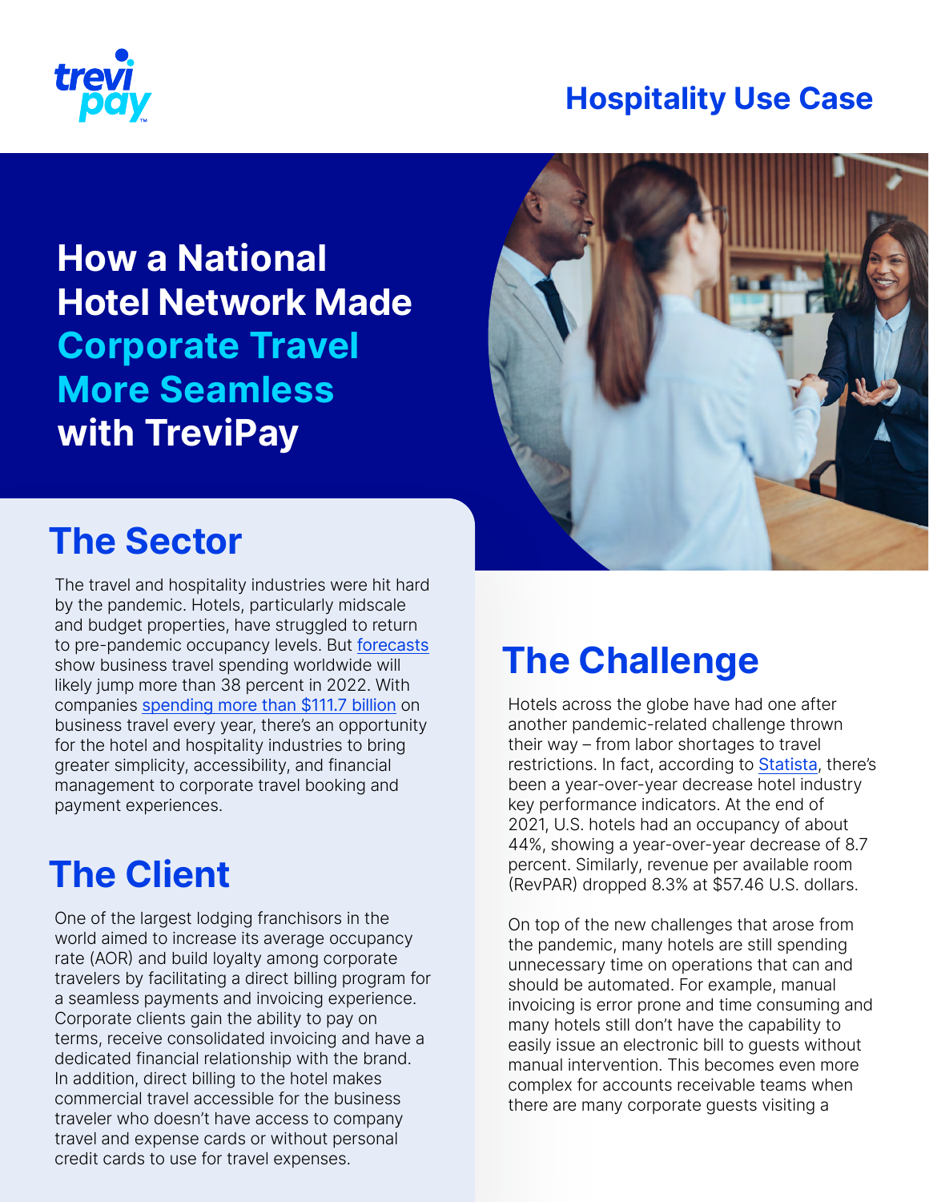Hospitality Use Case

# How a National Hotel Network Made Corporate Travel More Seamless with TreviPay

## The Sector

The travel and hospitality industries were hit hard by the pandemic. Hotels, particularly midscale and budget properties, have struggled to return to pre-pandemic occupancy levels. But forecasts show business travel spending worldwide will likely jump more than 38 percent in 2022. With companies spending more than $111.7 billion on business travel every year, there's an opportunity for the hotel and hospitality industries to bring greater simplicity, accessibility, and financial management to corporate travel booking and payment experiences.

## The Client

One of the largest lodging franchisors in the world aimed to increase its average occupancy rate (AOR) and build loyalty among corporate travelers by facilitating a direct billing program for a seamless payments and invoicing experience. Corporate clients gain the ability to pay on terms, receive consolidated invoicing and have a dedicated financial relationship with the brand. In addition, direct billing to the hotel makes commercial travel accessible for the business traveler who doesn't have access to company travel and expense cards or without personal credit cards to use for travel expenses.

## The Challenge

Hotels across the globe have had one after another pandemic-related challenge thrown their way – from labor shortages to travel restrictions. In fact, according to Statista, there's been a year-over-year decrease hotel industry key performance indicators. At the end of 2021, U.S. hotels had an occupancy of about 44%, showing a year-over-year decrease of 8.7 percent. Similarly, revenue per available room (RevPAR) dropped 8.3% at $57.46 U.S. dollars.

On top of the new challenges that arose from the pandemic, many hotels are still spending unnecessary time on operations that can and should be automated. For example, manual invoicing is error prone and time consuming and many hotels still don't have the capability to easily issue an electronic bill to guests without manual intervention. This becomes even more complex for accounts receivable teams when there are many corporate guests visiting a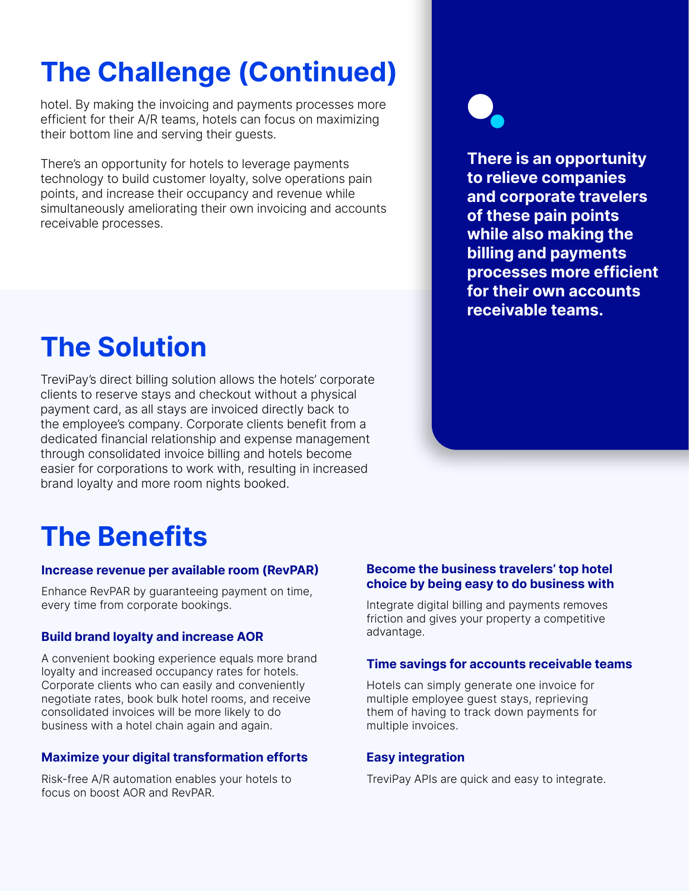# The Challenge (Continued)

hotel. By making the invoicing and payments processes more efficient for their A/R teams, hotels can focus on maximizing their bottom line and serving their guests.

There's an opportunity for hotels to leverage payments technology to build customer loyalty, solve operations pain points, and increase their occupancy and revenue while simultaneously ameliorating their own invoicing and accounts receivable processes.

**There is an opportunity to relieve companies and corporate travelers of these pain points while also making the billing and payments processes more efficient for their own accounts receivable teams.**

# The Solution

TreviPay's direct billing solution allows the hotels' corporate clients to reserve stays and checkout without a physical payment card, as all stays are invoiced directly back to the employee's company. Corporate clients benefit from a dedicated financial relationship and expense management through consolidated invoice billing and hotels become easier for corporations to work with, resulting in increased brand loyalty and more room nights booked.

# The Benefits

### Increase revenue per available room (RevPAR)

Enhance RevPAR by guaranteeing payment on time, every time from corporate bookings.

### Build brand loyalty and increase AOR

A convenient booking experience equals more brand loyalty and increased occupancy rates for hotels. Corporate clients who can easily and conveniently negotiate rates, book bulk hotel rooms, and receive consolidated invoices will be more likely to do business with a hotel chain again and again.

### Maximize your digital transformation efforts

Risk-free A/R automation enables your hotels to focus on boost AOR and RevPAR.

### Become the business travelers' top hotel choice by being easy to do business with

Integrate digital billing and payments removes friction and gives your property a competitive advantage.

### Time savings for accounts receivable teams

Hotels can simply generate one invoice for multiple employee guest stays, reprieving them of having to track down payments for multiple invoices.

### Easy integration

TreviPay APIs are quick and easy to integrate.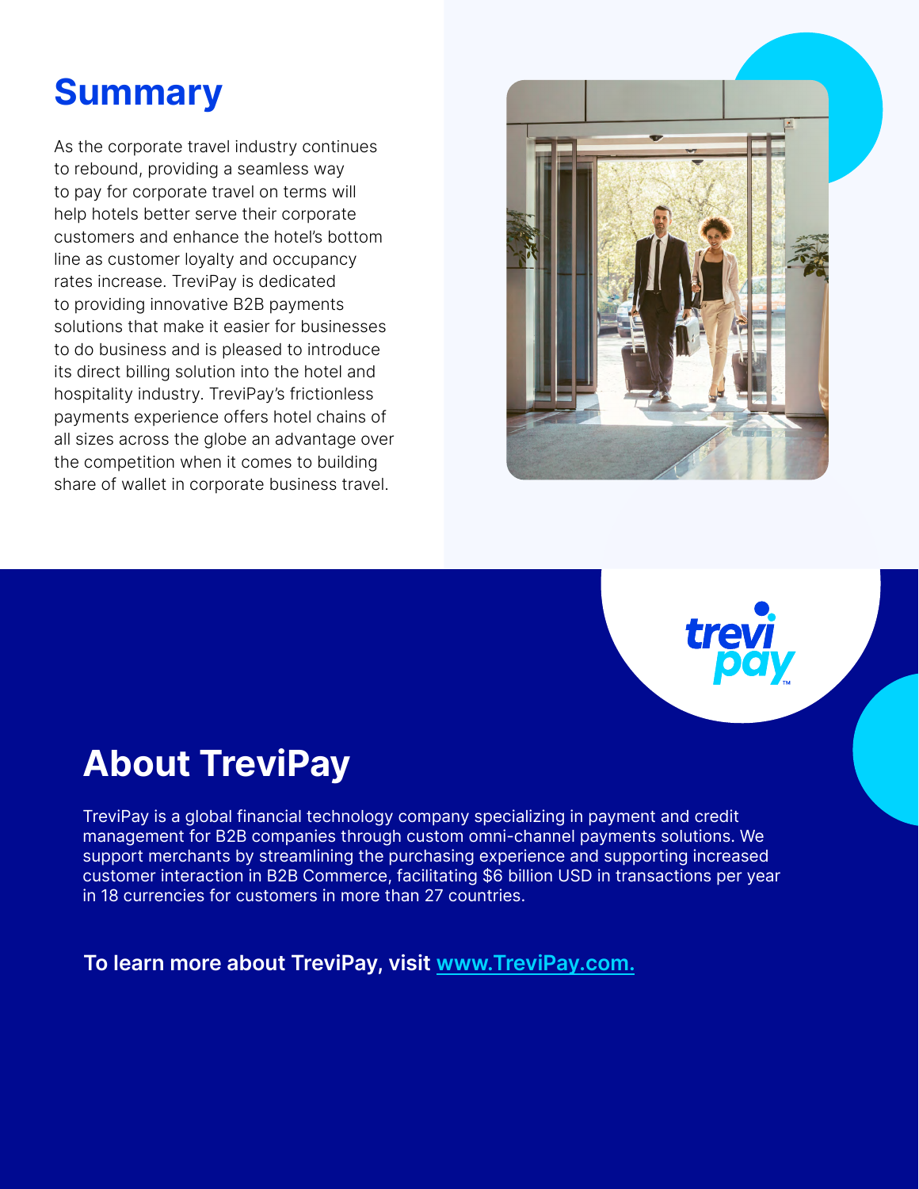## Summary

As the corporate travel industry continues to rebound, providing a seamless way to pay for corporate travel on terms will help hotels better serve their corporate customers and enhance the hotel's bottom line as customer loyalty and occupancy rates increase. TreviPay is dedicated to providing innovative B2B payments solutions that make it easier for businesses to do business and is pleased to introduce its direct billing solution into the hotel and hospitality industry. TreviPay's frictionless payments experience offers hotel chains of all sizes across the globe an advantage over the competition when it comes to building share of wallet in corporate business travel.

## About TreviPay

TreviPay is a global financial technology company specializing in payment and credit management for B2B companies through custom omni-channel payments solutions. We support merchants by streamlining the purchasing experience and supporting increased customer interaction in B2B Commerce, facilitating $6 billion USD in transactions per year in 18 currencies for customers in more than 27 countries.

**To learn more about TreviPay, visit [www.TreviPay.com.](http://www.TreviPay.com)**